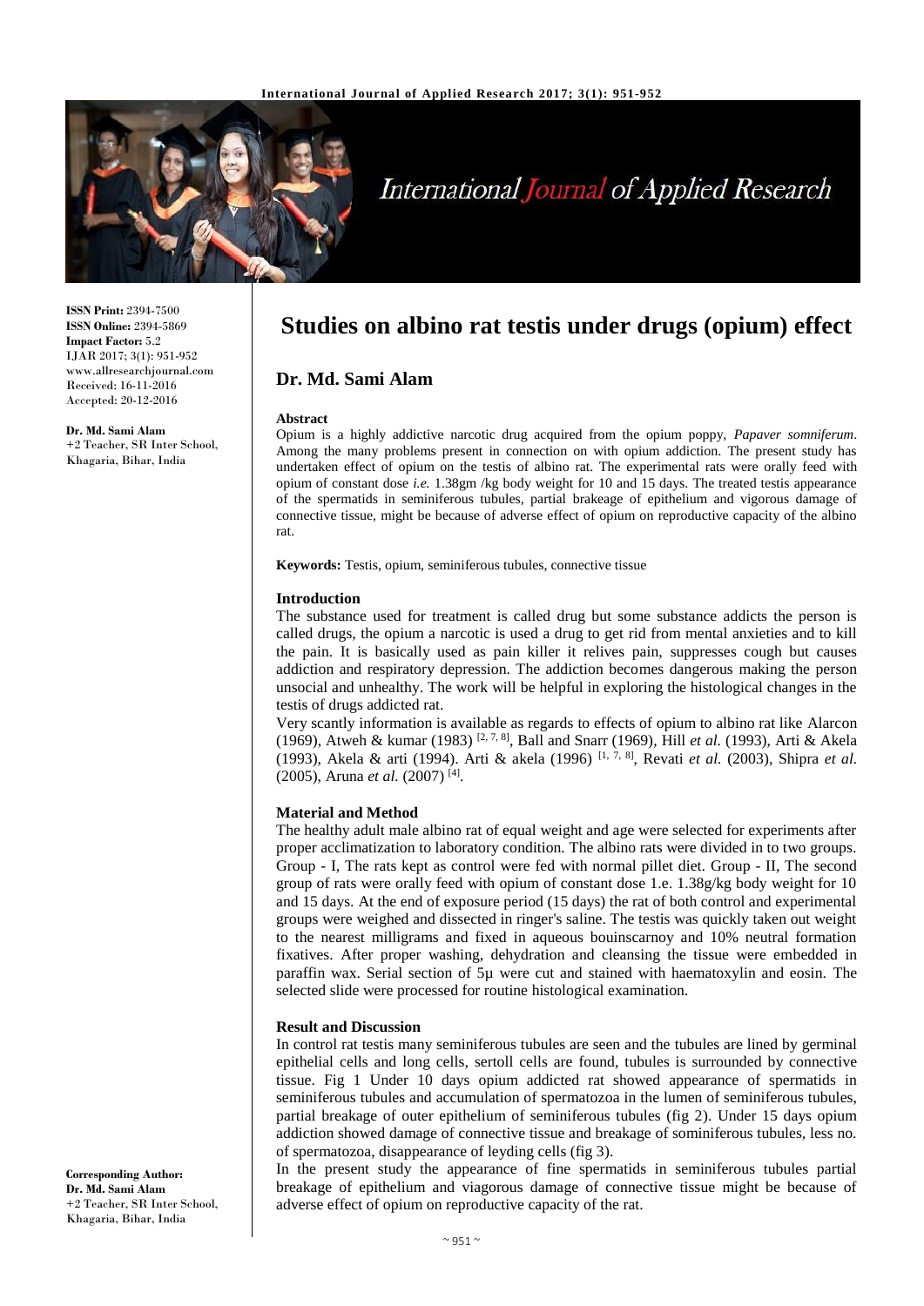# Studies on albino rat testis under drugs (opium) effect

**ISSN Print:** 2394-7500
**ISSN Online:** 2394-5869
**Impact Factor:** 5.2
IJAR 2017; 3(1): 951-952
www.allresearchjournal.com
Received: 16-11-2016
Accepted: 20-12-2016

**Dr. Md. Sami Alam**
+2 Teacher, SR Inter School, Khagaria, Bihar, India

**Corresponding Author:**
**Dr. Md. Sami Alam**
+2 Teacher, SR Inter School, Khagaria, Bihar, India

## Dr. Md. Sami Alam

### Abstract

Opium is a highly addictive narcotic drug acquired from the opium poppy, *Papaver somniferum*. Among the many problems present in connection on with opium addiction. The present study has undertaken effect of opium on the testis of albino rat. The experimental rats were orally feed with opium of constant dose *i.e.* 1.38gm /kg body weight for 10 and 15 days. The treated testis appearance of the spermatids in seminiferous tubules, partial brakeage of epithelium and vigorous damage of connective tissue, might be because of adverse effect of opium on reproductive capacity of the albino rat.

**Keywords:** Testis, opium, seminiferous tubules, connective tissue

### Introduction

The substance used for treatment is called drug but some substance addicts the person is called drugs, the opium a narcotic is used a drug to get rid from mental anxieties and to kill the pain. It is basically used as pain killer it relives pain, suppresses cough but causes addiction and respiratory depression. The addiction becomes dangerous making the person unsocial and unhealthy. The work will be helpful in exploring the histological changes in the testis of drugs addicted rat.

Very scantly information is available as regards to effects of opium to albino rat like Alarcon (1969), Atweh & kumar (1983) [2, 7, 8], Ball and Snarr (1969), Hill *et al.* (1993), Arti & Akela (1993), Akela & arti (1994). Arti & akela (1996) [1, 7, 8], Revati *et al.* (2003), Shipra *et al.* (2005), Aruna *et al.* (2007) [4].

### Material and Method

The healthy adult male albino rat of equal weight and age were selected for experiments after proper acclimatization to laboratory condition. The albino rats were divided in to two groups. Group - I, The rats kept as control were fed with normal pillet diet. Group - II, The second group of rats were orally feed with opium of constant dose 1.e. 1.38g/kg body weight for 10 and 15 days. At the end of exposure period (15 days) the rat of both control and experimental groups were weighed and dissected in ringer's saline. The testis was quickly taken out weight to the nearest milligrams and fixed in aqueous bouinscarnoy and 10% neutral formation fixatives. After proper washing, dehydration and cleansing the tissue were embedded in paraffin wax. Serial section of 5µ were cut and stained with haematoxylin and eosin. The selected slide were processed for routine histological examination.

### Result and Discussion

In control rat testis many seminiferous tubules are seen and the tubules are lined by germinal epithelial cells and long cells, sertoll cells are found, tubules is surrounded by connective tissue. Fig 1 Under 10 days opium addicted rat showed appearance of spermatids in seminiferous tubules and accumulation of spermatozoa in the lumen of seminiferous tubules, partial breakage of outer epithelium of seminiferous tubules (fig 2). Under 15 days opium addiction showed damage of connective tissue and breakage of sominiferous tubules, less no. of spermatozoa, disappearance of leyding cells (fig 3).

In the present study the appearance of fine spermatids in seminiferous tubules partial breakage of epithelium and viagorous damage of connective tissue might be because of adverse effect of opium on reproductive capacity of the rat.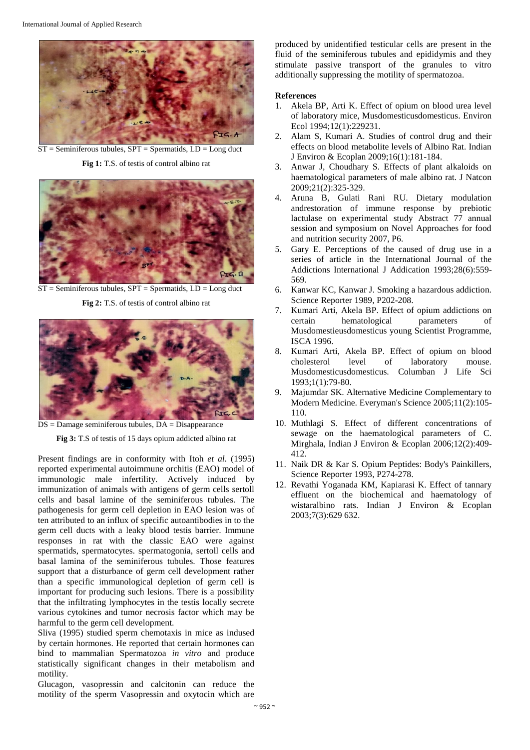ST = Seminiferous tubules, SPT = Spermatids, LD = Long duct

**Fig 1:** T.S. of testis of control albino rat

ST = Seminiferous tubules, SPT = Spermatids, LD = Long duct

**Fig 2:** T.S. of testis of control albino rat

DS = Damage seminiferous tubules, DA = Disappearance

**Fig 3:** T.S of testis of 15 days opium addicted albino rat

Present findings are in conformity with Itoh *et al.* (1995) reported experimental autoimmune orchitis (EAO) model of immunologic male infertility. Actively induced by immunization of animals with antigens of germ cells sertoll cells and basal lamine of the seminiferous tubules. The pathogenesis for germ cell depletion in EAO lesion was of ten attributed to an influx of specific autoantibodies in to the germ cell ducts with a leaky blood testis barrier. Immune responses in rat with the classic EAO were against spermatids, spermatocytes. spermatogonia, sertoll cells and basal lamina of the seminiferous tubules. Those features support that a disturbance of germ cell development rather than a specific immunological depletion of germ cell is important for producing such lesions. There is a possibility that the infiltrating lymphocytes in the testis locally secrete various cytokines and tumor necrosis factor which may be harmful to the germ cell development.

Sliva (1995) studied sperm chemotaxis in mice as indused by certain hormones. He reported that certain hormones can bind to mammalian Spermatozoa *in vitro* and produce statistically significant changes in their metabolism and motility.

Glucagon, vasopressin and calcitonin can reduce the motility of the sperm Vasopressin and oxytocin which are produced by unidentified testicular cells are present in the fluid of the seminiferous tubules and epididymis and they stimulate passive transport of the granules to vitro additionally suppressing the motility of spermatozoa.

**References**

1. Akela BP, Arti K. Effect of opium on blood urea level of laboratory mice, Musdomesticusdomesticus. Environ Ecol 1994;12(1):229231.
2. Alam S, Kumari A. Studies of control drug and their effects on blood metabolite levels of Albino Rat. Indian J Environ & Ecoplan 2009;16(1):181-184.
3. Anwar J, Choudhary S. Effects of plant alkaloids on haematological parameters of male albino rat. J Natcon 2009;21(2):325-329.
4. Aruna B, Gulati Rani RU. Dietary modulation andrestoration of immune response by prebiotic lactulase on experimental study Abstract 77 annual session and symposium on Novel Approaches for food and nutrition security 2007, P6.
5. Gary E. Perceptions of the caused of drug use in a series of article in the International Journal of the Addictions International J Addication 1993;28(6):559-569.
6. Kanwar KC, Kanwar J. Smoking a hazardous addiction. Science Reporter 1989, P202-208.
7. Kumari Arti, Akela BP. Effect of opium addictions on certain hematological parameters of Musdomestieusdomesticus young Scientist Programme, ISCA 1996.
8. Kumari Arti, Akela BP. Effect of opium on blood cholesterol level of laboratory mouse. Musdomesticusdomesticus. Columban J Life Sci 1993;1(1):79-80.
9. Majumdar SK. Alternative Medicine Complementary to Modern Medicine. Everyman's Science 2005;11(2):105-110.
10. Muthlagi S. Effect of different concentrations of sewage on the haematological parameters of C. Mirghala, Indian J Environ & Ecoplan 2006;12(2):409-412.
11. Naik DR & Kar S. Opium Peptides: Body's Painkillers, Science Reporter 1993, P274-278.
12. Revathi Yoganada KM, Kapiarasi K. Effect of tannary effluent on the biochemical and haematology of wistaralbino rats. Indian J Environ & Ecoplan 2003;7(3):629 632.